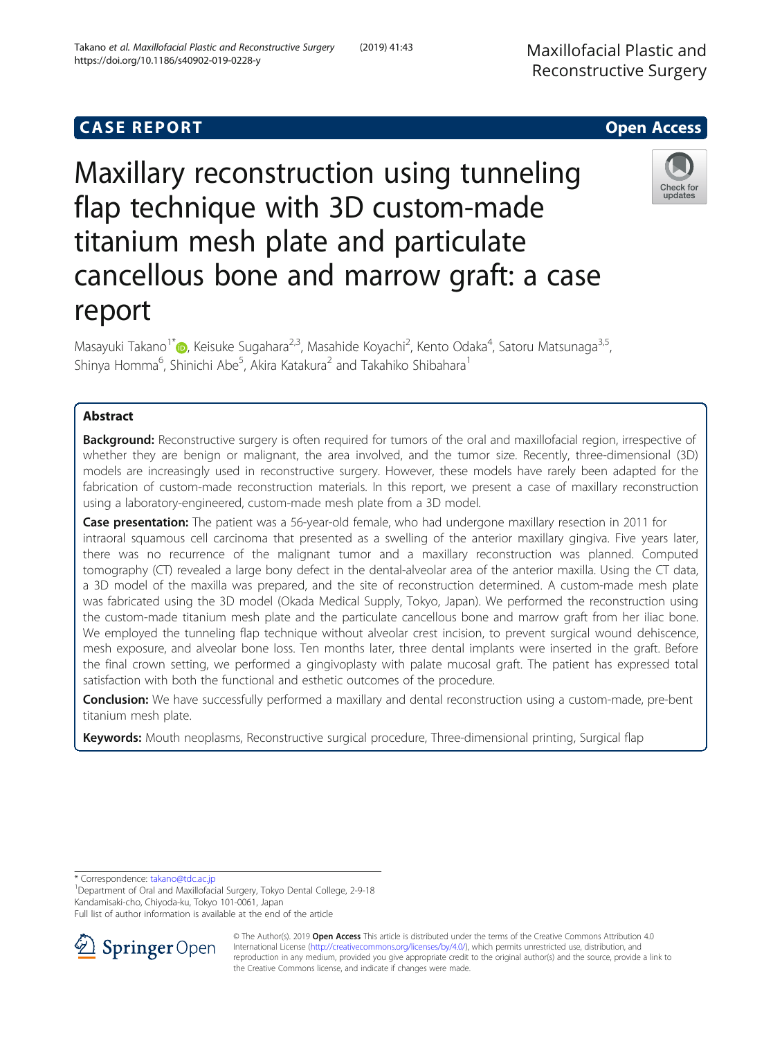CASE REPORT

Open Access

# Maxillary reconstruction using tunneling flap technique with 3D custom-made titanium mesh plate and particulate cancellous bone and marrow graft: a case report

Masayuki Takano[1*], Keisuke Sugahara[2,3], Masahide Koyachi[2], Kento Odaka[4], Satoru Matsunaga[3,5], Shinya Homma[6], Shinichi Abe[5], Akira Katakura[2] and Takahiko Shibahara[1]

## Abstract

**Background:** Reconstructive surgery is often required for tumors of the oral and maxillofacial region, irrespective of whether they are benign or malignant, the area involved, and the tumor size. Recently, three-dimensional (3D) models are increasingly used in reconstructive surgery. However, these models have rarely been adapted for the fabrication of custom-made reconstruction materials. In this report, we present a case of maxillary reconstruction using a laboratory-engineered, custom-made mesh plate from a 3D model.

**Case presentation:** The patient was a 56-year-old female, who had undergone maxillary resection in 2011 for intraoral squamous cell carcinoma that presented as a swelling of the anterior maxillary gingiva. Five years later, there was no recurrence of the malignant tumor and a maxillary reconstruction was planned. Computed tomography (CT) revealed a large bony defect in the dental-alveolar area of the anterior maxilla. Using the CT data, a 3D model of the maxilla was prepared, and the site of reconstruction determined. A custom-made mesh plate was fabricated using the 3D model (Okada Medical Supply, Tokyo, Japan). We performed the reconstruction using the custom-made titanium mesh plate and the particulate cancellous bone and marrow graft from her iliac bone. We employed the tunneling flap technique without alveolar crest incision, to prevent surgical wound dehiscence, mesh exposure, and alveolar bone loss. Ten months later, three dental implants were inserted in the graft. Before the final crown setting, we performed a gingivoplasty with palate mucosal graft. The patient has expressed total satisfaction with both the functional and esthetic outcomes of the procedure.

**Conclusion:** We have successfully performed a maxillary and dental reconstruction using a custom-made, pre-bent titanium mesh plate.

**Keywords:** Mouth neoplasms, Reconstructive surgical procedure, Three-dimensional printing, Surgical flap

* Correspondence: takano@tdc.ac.jp
[1]Department of Oral and Maxillofacial Surgery, Tokyo Dental College, 2-9-18 Kandamisaki-cho, Chiyoda-ku, Tokyo 101-0061, Japan
Full list of author information is available at the end of the article

© The Author(s). 2019 **Open Access** This article is distributed under the terms of the Creative Commons Attribution 4.0 International License (http://creativecommons.org/licenses/by/4.0/), which permits unrestricted use, distribution, and reproduction in any medium, provided you give appropriate credit to the original author(s) and the source, provide a link to the Creative Commons license, and indicate if changes were made.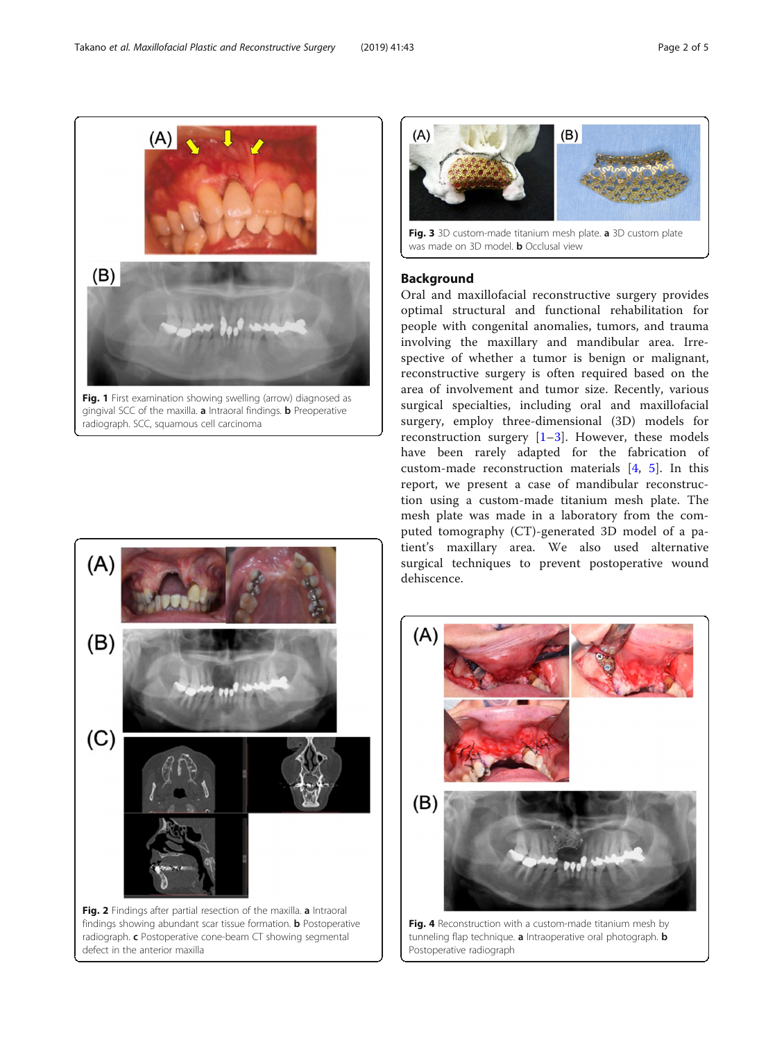Fig. 1 First examination showing swelling (arrow) diagnosed as gingival SCC of the maxilla. **a** Intraoral findings. **b** Preoperative radiograph. SCC, squamous cell carcinoma

Fig. 2 Findings after partial resection of the maxilla. **a** Intraoral findings showing abundant scar tissue formation. **b** Postoperative radiograph. **c** Postoperative cone-beam CT showing segmental defect in the anterior maxilla

Fig. 3 3D custom-made titanium mesh plate. **a** 3D custom plate was made on 3D model. **b** Occlusal view

## Background

Oral and maxillofacial reconstructive surgery provides optimal structural and functional rehabilitation for people with congenital anomalies, tumors, and trauma involving the maxillary and mandibular area. Irrespective of whether a tumor is benign or malignant, reconstructive surgery is often required based on the area of involvement and tumor size. Recently, various surgical specialties, including oral and maxillofacial surgery, employ three-dimensional (3D) models for reconstruction surgery [1–3]. However, these models have been rarely adapted for the fabrication of custom-made reconstruction materials [4, 5]. In this report, we present a case of mandibular reconstruction using a custom-made titanium mesh plate. The mesh plate was made in a laboratory from the computed tomography (CT)-generated 3D model of a patient's maxillary area. We also used alternative surgical techniques to prevent postoperative wound dehiscence.

Fig. 4 Reconstruction with a custom-made titanium mesh by tunneling flap technique. **a** Intraoperative oral photograph. **b** Postoperative radiograph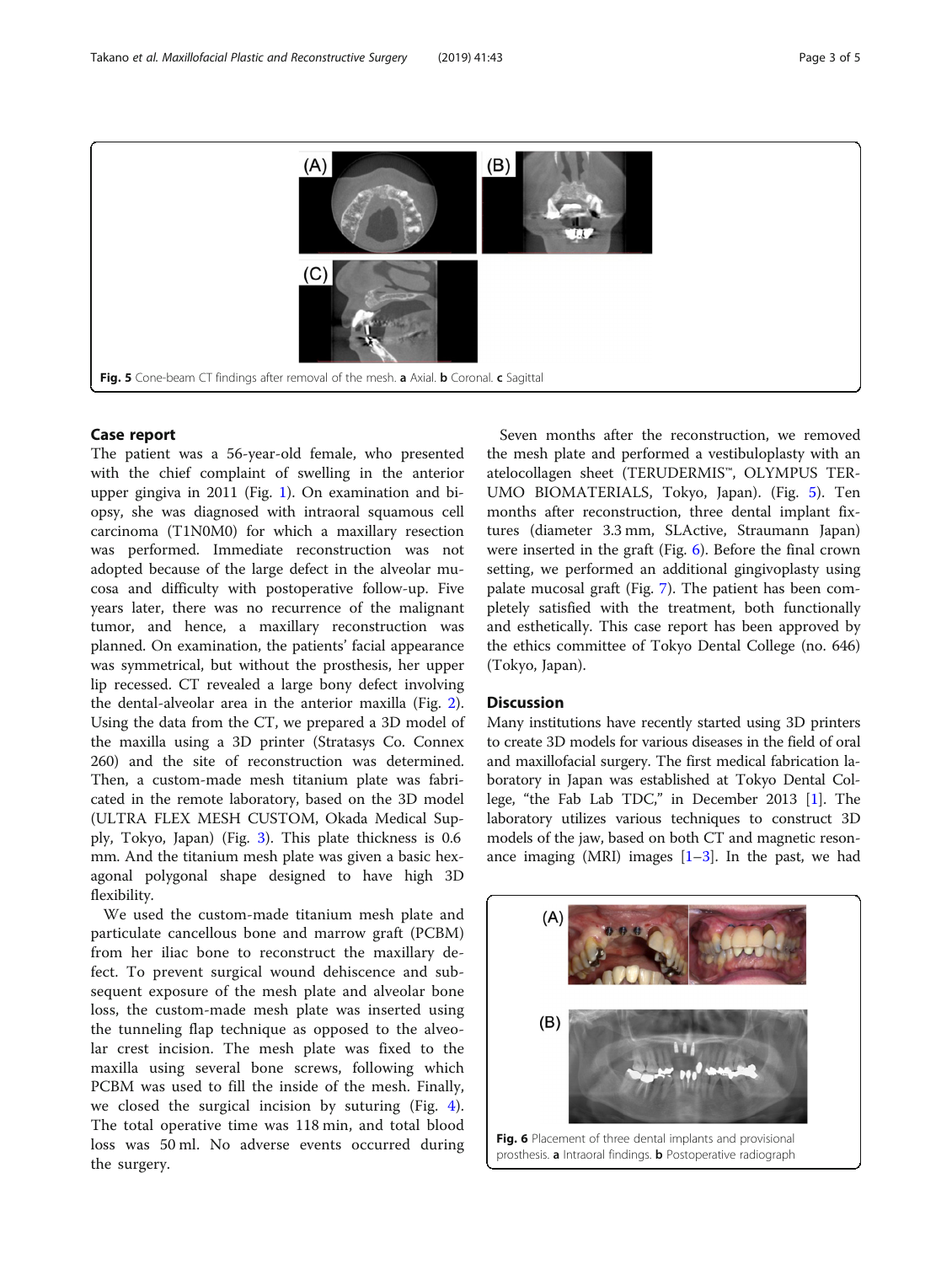Fig. 5 Cone-beam CT findings after removal of the mesh. **a** Axial. **b** Coronal. **c** Sagittal

## Case report

The patient was a 56-year-old female, who presented with the chief complaint of swelling in the anterior upper gingiva in 2011 (Fig. 1). On examination and biopsy, she was diagnosed with intraoral squamous cell carcinoma (T1N0M0) for which a maxillary resection was performed. Immediate reconstruction was not adopted because of the large defect in the alveolar mucosa and difficulty with postoperative follow-up. Five years later, there was no recurrence of the malignant tumor, and hence, a maxillary reconstruction was planned. On examination, the patients' facial appearance was symmetrical, but without the prosthesis, her upper lip recessed. CT revealed a large bony defect involving the dental-alveolar area in the anterior maxilla (Fig. 2). Using the data from the CT, we prepared a 3D model of the maxilla using a 3D printer (Stratasys Co. Connex 260) and the site of reconstruction was determined. Then, a custom-made mesh titanium plate was fabricated in the remote laboratory, based on the 3D model (ULTRA FLEX MESH CUSTOM, Okada Medical Supply, Tokyo, Japan) (Fig. 3). This plate thickness is 0.6 mm. And the titanium mesh plate was given a basic hexagonal polygonal shape designed to have high 3D flexibility.

We used the custom-made titanium mesh plate and particulate cancellous bone and marrow graft (PCBM) from her iliac bone to reconstruct the maxillary defect. To prevent surgical wound dehiscence and subsequent exposure of the mesh plate and alveolar bone loss, the custom-made mesh plate was inserted using the tunneling flap technique as opposed to the alveolar crest incision. The mesh plate was fixed to the maxilla using several bone screws, following which PCBM was used to fill the inside of the mesh. Finally, we closed the surgical incision by suturing (Fig. 4). The total operative time was 118 min, and total blood loss was 50 ml. No adverse events occurred during the surgery.

Seven months after the reconstruction, we removed the mesh plate and performed a vestibuloplasty with an atelocollagen sheet (TERUDERMIS™, OLYMPUS TERUMO BIOMATERIALS, Tokyo, Japan). (Fig. 5). Ten months after reconstruction, three dental implant fixtures (diameter 3.3 mm, SLActive, Straumann Japan) were inserted in the graft (Fig. 6). Before the final crown setting, we performed an additional gingivoplasty using palate mucosal graft (Fig. 7). The patient has been completely satisfied with the treatment, both functionally and esthetically. This case report has been approved by the ethics committee of Tokyo Dental College (no. 646) (Tokyo, Japan).

## Discussion

Many institutions have recently started using 3D printers to create 3D models for various diseases in the field of oral and maxillofacial surgery. The first medical fabrication laboratory in Japan was established at Tokyo Dental College, "the Fab Lab TDC," in December 2013 [1]. The laboratory utilizes various techniques to construct 3D models of the jaw, based on both CT and magnetic resonance imaging (MRI) images [1–3]. In the past, we had

Fig. 6 Placement of three dental implants and provisional prosthesis. **a** Intraoral findings. **b** Postoperative radiograph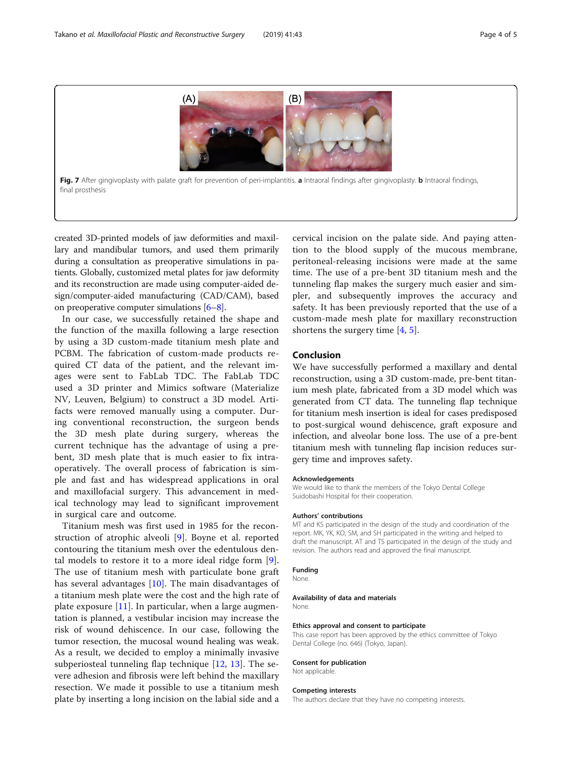Fig. 7 After gingivoplasty with palate graft for prevention of peri-implantitis. **a** Intraoral findings after gingivoplasty. **b** Intraoral findings, final prosthesis

created 3D-printed models of jaw deformities and maxillary and mandibular tumors, and used them primarily during a consultation as preoperative simulations in patients. Globally, customized metal plates for jaw deformity and its reconstruction are made using computer-aided design/computer-aided manufacturing (CAD/CAM), based on preoperative computer simulations [6–8].

In our case, we successfully retained the shape and the function of the maxilla following a large resection by using a 3D custom-made titanium mesh plate and PCBM. The fabrication of custom-made products required CT data of the patient, and the relevant images were sent to FabLab TDC. The FabLab TDC used a 3D printer and Mimics software (Materialize NV, Leuven, Belgium) to construct a 3D model. Artifacts were removed manually using a computer. During conventional reconstruction, the surgeon bends the 3D mesh plate during surgery, whereas the current technique has the advantage of using a pre-bent, 3D mesh plate that is much easier to fix intraoperatively. The overall process of fabrication is simple and fast and has widespread applications in oral and maxillofacial surgery. This advancement in medical technology may lead to significant improvement in surgical care and outcome.

Titanium mesh was first used in 1985 for the reconstruction of atrophic alveoli [9]. Boyne et al. reported contouring the titanium mesh over the edentulous dental models to restore it to a more ideal ridge form [9]. The use of titanium mesh with particulate bone graft has several advantages [10]. The main disadvantages of a titanium mesh plate were the cost and the high rate of plate exposure [11]. In particular, when a large augmentation is planned, a vestibular incision may increase the risk of wound dehiscence. In our case, following the tumor resection, the mucosal wound healing was weak. As a result, we decided to employ a minimally invasive subperiosteal tunneling flap technique [12, 13]. The severe adhesion and fibrosis were left behind the maxillary resection. We made it possible to use a titanium mesh plate by inserting a long incision on the labial side and a cervical incision on the palate side. And paying attention to the blood supply of the mucous membrane, peritoneal-releasing incisions were made at the same time. The use of a pre-bent 3D titanium mesh and the tunneling flap makes the surgery much easier and simpler, and subsequently improves the accuracy and safety. It has been previously reported that the use of a custom-made mesh plate for maxillary reconstruction shortens the surgery time [4, 5].

## Conclusion

We have successfully performed a maxillary and dental reconstruction, using a 3D custom-made, pre-bent titanium mesh plate, fabricated from a 3D model which was generated from CT data. The tunneling flap technique for titanium mesh insertion is ideal for cases predisposed to post-surgical wound dehiscence, graft exposure and infection, and alveolar bone loss. The use of a pre-bent titanium mesh with tunneling flap incision reduces surgery time and improves safety.

### Acknowledgements

We would like to thank the members of the Tokyo Dental College Suidobashi Hospital for their cooperation.

### Authors' contributions

MT and KS participated in the design of the study and coordination of the report. MK, YK, KO, SM, and SH participated in the writing and helped to draft the manuscript. AT and TS participated in the design of the study and revision. The authors read and approved the final manuscript.

### Funding

None.

### Availability of data and materials

None.

### Ethics approval and consent to participate

This case report has been approved by the ethics committee of Tokyo Dental College (no. 646) (Tokyo, Japan).

### Consent for publication

Not applicable.

### Competing interests

The authors declare that they have no competing interests.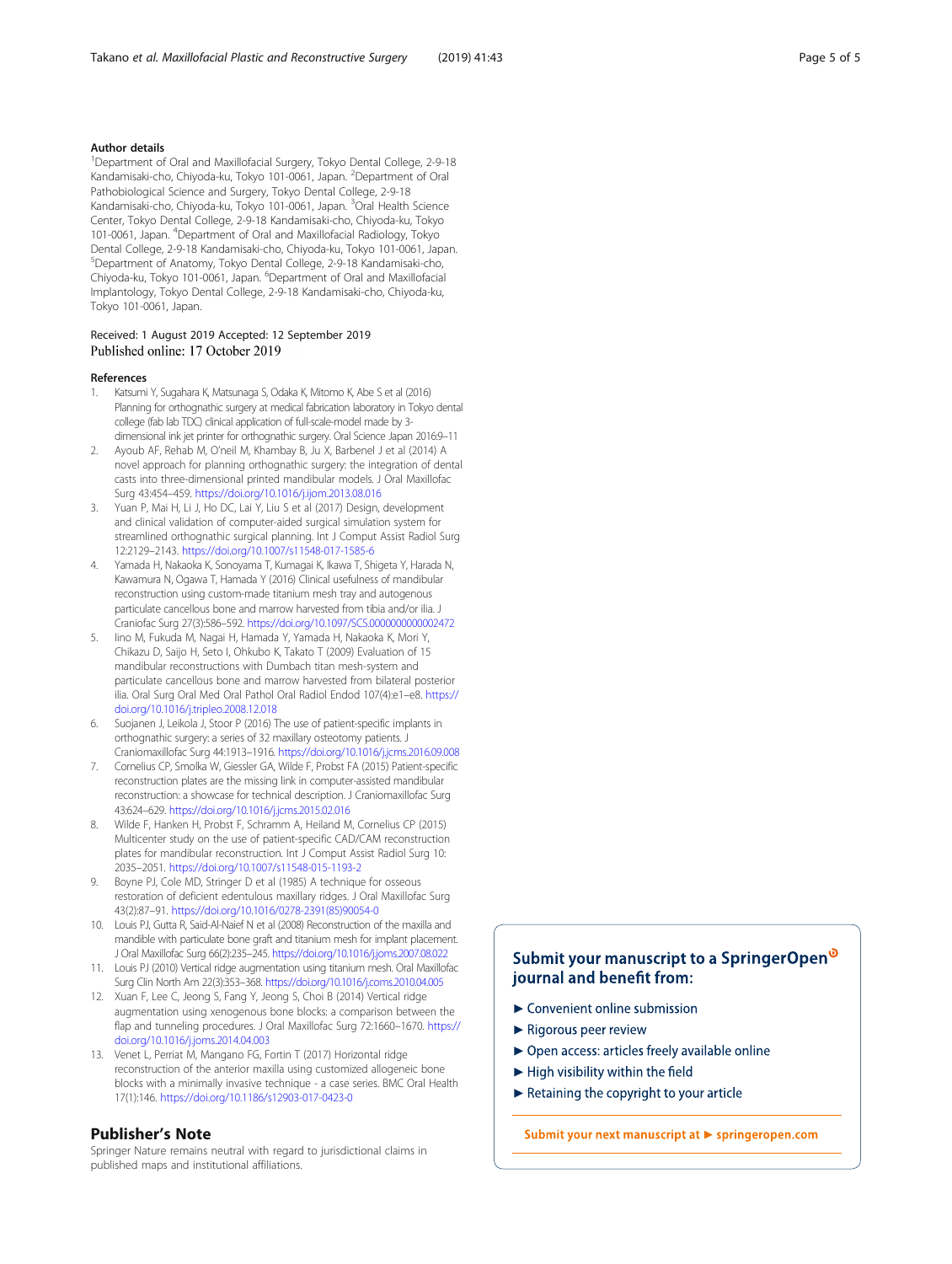### Author details

[1]Department of Oral and Maxillofacial Surgery, Tokyo Dental College, 2-9-18 Kandamisaki-cho, Chiyoda-ku, Tokyo 101-0061, Japan. [2]Department of Oral Pathobiological Science and Surgery, Tokyo Dental College, 2-9-18 Kandamisaki-cho, Chiyoda-ku, Tokyo 101-0061, Japan. [3]Oral Health Science Center, Tokyo Dental College, 2-9-18 Kandamisaki-cho, Chiyoda-ku, Tokyo 101-0061, Japan. [4]Department of Oral and Maxillofacial Radiology, Tokyo Dental College, 2-9-18 Kandamisaki-cho, Chiyoda-ku, Tokyo 101-0061, Japan. [5]Department of Anatomy, Tokyo Dental College, 2-9-18 Kandamisaki-cho, Chiyoda-ku, Tokyo 101-0061, Japan. [6]Department of Oral and Maxillofacial Implantology, Tokyo Dental College, 2-9-18 Kandamisaki-cho, Chiyoda-ku, Tokyo 101-0061, Japan.

Received: 1 August 2019 Accepted: 12 September 2019
Published online: 17 October 2019

### References

1. Katsumi Y, Sugahara K, Matsunaga S, Odaka K, Mitomo K, Abe S et al (2016) Planning for orthognathic surgery at medical fabrication laboratory in Tokyo dental college (fab lab TDC) clinical application of full-scale-model made by 3-dimensional ink jet printer for orthognathic surgery. Oral Science Japan 2016:9–11
2. Ayoub AF, Rehab M, O'neil M, Khambay B, Ju X, Barbenel J et al (2014) A novel approach for planning orthognathic surgery: the integration of dental casts into three-dimensional printed mandibular models. J Oral Maxillofac Surg 43:454–459. https://doi.org/10.1016/j.ijom.2013.08.016
3. Yuan P, Mai H, Li J, Ho DC, Lai Y, Liu S et al (2017) Design, development and clinical validation of computer-aided surgical simulation system for streamlined orthognathic surgical planning. Int J Comput Assist Radiol Surg 12:2129–2143. https://doi.org/10.1007/s11548-017-1585-6
4. Yamada H, Nakaoka K, Sonoyama T, Kumagai K, Ikawa T, Shigeta Y, Harada N, Kawamura N, Ogawa T, Hamada Y (2016) Clinical usefulness of mandibular reconstruction using custom-made titanium mesh tray and autogenous particulate cancellous bone and marrow harvested from tibia and/or ilia. J Craniofac Surg 27(3):586–592. https://doi.org/10.1097/SCS.0000000000002472
5. Iino M, Fukuda M, Nagai H, Hamada Y, Yamada H, Nakaoka K, Mori Y, Chikazu D, Saijo H, Seto I, Ohkubo K, Takato T (2009) Evaluation of 15 mandibular reconstructions with Dumbach titan mesh-system and particulate cancellous bone and marrow harvested from bilateral posterior ilia. Oral Surg Oral Med Oral Pathol Oral Radiol Endod 107(4):e1–e8. https://doi.org/10.1016/j.tripleo.2008.12.018
6. Suojanen J, Leikola J, Stoor P (2016) The use of patient-specific implants in orthognathic surgery: a series of 32 maxillary osteotomy patients. J Craniomaxillofac Surg 44:1913–1916. https://doi.org/10.1016/j.jcms.2016.09.008
7. Cornelius CP, Smolka W, Giessler GA, Wilde F, Probst FA (2015) Patient-specific reconstruction plates are the missing link in computer-assisted mandibular reconstruction: a showcase for technical description. J Craniomaxillofac Surg 43:624–629. https://doi.org/10.1016/j.jcms.2015.02.016
8. Wilde F, Hanken H, Probst F, Schramm A, Heiland M, Cornelius CP (2015) Multicenter study on the use of patient-specific CAD/CAM reconstruction plates for mandibular reconstruction. Int J Comput Assist Radiol Surg 10: 2035–2051. https://doi.org/10.1007/s11548-015-1193-2
9. Boyne PJ, Cole MD, Stringer D et al (1985) A technique for osseous restoration of deficient edentulous maxillary ridges. J Oral Maxillofac Surg 43(2):87–91. https://doi.org/10.1016/0278-2391(85)90054-0
10. Louis PJ, Gutta R, Said-Al-Naief N et al (2008) Reconstruction of the maxilla and mandible with particulate bone graft and titanium mesh for implant placement. J Oral Maxillofac Surg 66(2):235–245. https://doi.org/10.1016/j.joms.2007.08.022
11. Louis PJ (2010) Vertical ridge augmentation using titanium mesh. Oral Maxillofac Surg Clin North Am 22(3):353–368. https://doi.org/10.1016/j.coms.2010.04.005
12. Xuan F, Lee C, Jeong S, Fang Y, Jeong S, Choi B (2014) Vertical ridge augmentation using xenogenous bone blocks: a comparison between the flap and tunneling procedures. J Oral Maxillofac Surg 72:1660–1670. https://doi.org/10.1016/j.joms.2014.04.003
13. Venet L, Perriat M, Mangano FG, Fortin T (2017) Horizontal ridge reconstruction of the anterior maxilla using customized allogeneic bone blocks with a minimally invasive technique - a case series. BMC Oral Health 17(1):146. https://doi.org/10.1186/s12903-017-0423-0

## Publisher's Note

Springer Nature remains neutral with regard to jurisdictional claims in published maps and institutional affiliations.

**Submit your manuscript to a SpringerOpen journal and benefit from:**

- Convenient online submission
- Rigorous peer review
- Open access: articles freely available online
- High visibility within the field
- Retaining the copyright to your article

**Submit your next manuscript at ▶ springeropen.com**